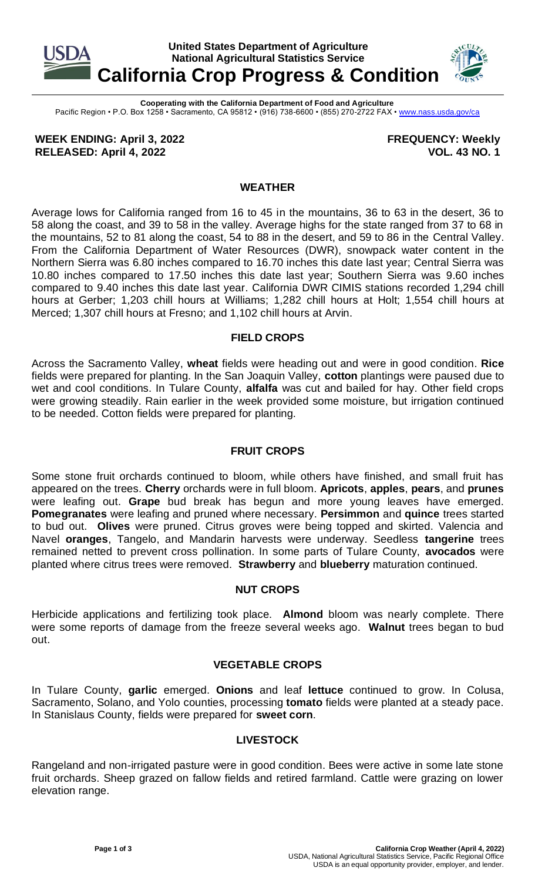**United States Department of Agriculture**
**National Agricultural Statistics Service**

# California Crop Progress & Condition

**Cooperating with the California Department of Food and Agriculture**
Pacific Region • P.O. Box 1258 • Sacramento, CA 95812 • (916) 738-6600 • (855) 270-2722 FAX • www.nass.usda.gov/ca

**WEEK ENDING: April 3, 2022** | **FREQUENCY: Weekly**
**RELEASED: April 4, 2022** | **VOL. 43 NO. 1**

## WEATHER

Average lows for California ranged from 16 to 45 in the mountains, 36 to 63 in the desert, 36 to 58 along the coast, and 39 to 58 in the valley. Average highs for the state ranged from 37 to 68 in the mountains, 52 to 81 along the coast, 54 to 88 in the desert, and 59 to 86 in the Central Valley. From the California Department of Water Resources (DWR), snowpack water content in the Northern Sierra was 6.80 inches compared to 16.70 inches this date last year; Central Sierra was 10.80 inches compared to 17.50 inches this date last year; Southern Sierra was 9.60 inches compared to 9.40 inches this date last year. California DWR CIMIS stations recorded 1,294 chill hours at Gerber; 1,203 chill hours at Williams; 1,282 chill hours at Holt; 1,554 chill hours at Merced; 1,307 chill hours at Fresno; and 1,102 chill hours at Arvin.

## FIELD CROPS

Across the Sacramento Valley, **wheat** fields were heading out and were in good condition. **Rice** fields were prepared for planting. In the San Joaquin Valley, **cotton** plantings were paused due to wet and cool conditions. In Tulare County, **alfalfa** was cut and bailed for hay. Other field crops were growing steadily. Rain earlier in the week provided some moisture, but irrigation continued to be needed. Cotton fields were prepared for planting.

## FRUIT CROPS

Some stone fruit orchards continued to bloom, while others have finished, and small fruit has appeared on the trees. **Cherry** orchards were in full bloom. **Apricots**, **apples**, **pears**, and **prunes** were leafing out. **Grape** bud break has begun and more young leaves have emerged. **Pomegranates** were leafing and pruned where necessary. **Persimmon** and **quince** trees started to bud out. **Olives** were pruned. Citrus groves were being topped and skirted. Valencia and Navel **oranges**, Tangelo, and Mandarin harvests were underway. Seedless **tangerine** trees remained netted to prevent cross pollination. In some parts of Tulare County, **avocados** were planted where citrus trees were removed. **Strawberry** and **blueberry** maturation continued.

## NUT CROPS

Herbicide applications and fertilizing took place. **Almond** bloom was nearly complete. There were some reports of damage from the freeze several weeks ago. **Walnut** trees began to bud out.

## VEGETABLE CROPS

In Tulare County, **garlic** emerged. **Onions** and leaf **lettuce** continued to grow. In Colusa, Sacramento, Solano, and Yolo counties, processing **tomato** fields were planted at a steady pace. In Stanislaus County, fields were prepared for **sweet corn**.

## LIVESTOCK

Rangeland and non-irrigated pasture were in good condition. Bees were active in some late stone fruit orchards. Sheep grazed on fallow fields and retired farmland. Cattle were grazing on lower elevation range.

USDA is an equal opportunity provider, employer, and lender.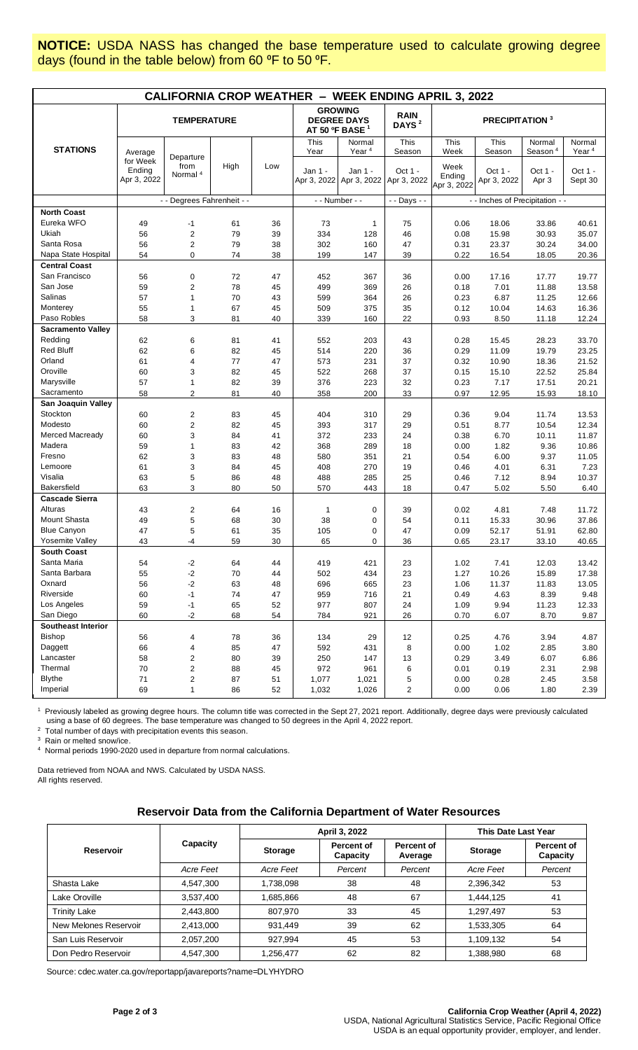**NOTICE:** USDA NASS has changed the base temperature used to calculate growing degree days (found in the table below) from 60 ºF to 50 ºF.

## CALIFORNIA CROP WEATHER – WEEK ENDING APRIL 3, 2022

| STATIONS | TEMPERATURE | | | | GROWING DEGREE DAYS AT 50 ºF BASE [1] | | RAIN DAYS [2] | PRECIPITATION [3] | | | |
|---|---|---|---|---|---|---|---|---|---|---|---|
| | Average for Week Ending Apr 3, 2022 | Departure from Normal [4] | High | Low | This Year Jan 1 - Apr 3, 2022 | Normal Year [4] Jan 1 - Apr 3, 2022 | This Season Oct 1 - Apr 3, 2022 | This Week Week Ending Apr 3, 2022 | This Season Oct 1 - Apr 3, 2022 | Normal Season [4] Oct 1 - Apr 3 | Normal Year [4] Oct 1 - Sept 30 |
| | - - Degrees Fahrenheit - - | | | | - - Number - - | | - - Days - - | - - Inches of Precipitation - - | | | |
| **North Coast** | | | | | | | | | | | |
| Eureka WFO | 49 | -1 | 61 | 36 | 73 | 1 | 75 | 0.06 | 18.06 | 33.86 | 40.61 |
| Ukiah | 56 | 2 | 79 | 39 | 334 | 128 | 46 | 0.08 | 15.98 | 30.93 | 35.07 |
| Santa Rosa | 56 | 2 | 79 | 38 | 302 | 160 | 47 | 0.31 | 23.37 | 30.24 | 34.00 |
| Napa State Hospital | 54 | 0 | 74 | 38 | 199 | 147 | 39 | 0.22 | 16.54 | 18.05 | 20.36 |
| **Central Coast** | | | | | | | | | | | |
| San Francisco | 56 | 0 | 72 | 47 | 452 | 367 | 36 | 0.00 | 17.16 | 17.77 | 19.77 |
| San Jose | 59 | 2 | 78 | 45 | 499 | 369 | 26 | 0.18 | 7.01 | 11.88 | 13.58 |
| Salinas | 57 | 1 | 70 | 43 | 599 | 364 | 26 | 0.23 | 6.87 | 11.25 | 12.66 |
| Monterey | 55 | 1 | 67 | 45 | 509 | 375 | 35 | 0.12 | 10.04 | 14.63 | 16.36 |
| Paso Robles | 58 | 3 | 81 | 40 | 339 | 160 | 22 | 0.93 | 8.50 | 11.18 | 12.24 |
| **Sacramento Valley** | | | | | | | | | | | |
| Redding | 62 | 6 | 81 | 41 | 552 | 203 | 43 | 0.28 | 15.45 | 28.23 | 33.70 |
| Red Bluff | 62 | 6 | 82 | 45 | 514 | 220 | 36 | 0.29 | 11.09 | 19.79 | 23.25 |
| Orland | 61 | 4 | 77 | 47 | 573 | 231 | 37 | 0.32 | 10.90 | 18.36 | 21.52 |
| Oroville | 60 | 3 | 82 | 45 | 522 | 268 | 37 | 0.15 | 15.10 | 22.52 | 25.84 |
| Marysville | 57 | 1 | 82 | 39 | 376 | 223 | 32 | 0.23 | 7.17 | 17.51 | 20.21 |
| Sacramento | 58 | 2 | 81 | 40 | 358 | 200 | 33 | 0.97 | 12.95 | 15.93 | 18.10 |
| **San Joaquin Valley** | | | | | | | | | | | |
| Stockton | 60 | 2 | 83 | 45 | 404 | 310 | 29 | 0.36 | 9.04 | 11.74 | 13.53 |
| Modesto | 60 | 2 | 82 | 45 | 393 | 317 | 29 | 0.51 | 8.77 | 10.54 | 12.34 |
| Merced Macready | 60 | 3 | 84 | 41 | 372 | 233 | 24 | 0.38 | 6.70 | 10.11 | 11.87 |
| Madera | 59 | 1 | 83 | 42 | 368 | 289 | 18 | 0.00 | 1.82 | 9.36 | 10.86 |
| Fresno | 62 | 3 | 83 | 48 | 580 | 351 | 21 | 0.54 | 6.00 | 9.37 | 11.05 |
| Lemoore | 61 | 3 | 84 | 45 | 408 | 270 | 19 | 0.46 | 4.01 | 6.31 | 7.23 |
| Visalia | 63 | 5 | 86 | 48 | 488 | 285 | 25 | 0.46 | 7.12 | 8.94 | 10.37 |
| Bakersfield | 63 | 3 | 80 | 50 | 570 | 443 | 18 | 0.47 | 5.02 | 5.50 | 6.40 |
| **Cascade Sierra** | | | | | | | | | | | |
| Alturas | 43 | 2 | 64 | 16 | 1 | 0 | 39 | 0.02 | 4.81 | 7.48 | 11.72 |
| Mount Shasta | 49 | 5 | 68 | 30 | 38 | 0 | 54 | 0.11 | 15.33 | 30.96 | 37.86 |
| Blue Canyon | 47 | 5 | 61 | 35 | 105 | 0 | 47 | 0.09 | 52.17 | 51.91 | 62.80 |
| Yosemite Valley | 43 | -4 | 59 | 30 | 65 | 0 | 36 | 0.65 | 23.17 | 33.10 | 40.65 |
| **South Coast** | | | | | | | | | | | |
| Santa Maria | 54 | -2 | 64 | 44 | 419 | 421 | 23 | 1.02 | 7.41 | 12.03 | 13.42 |
| Santa Barbara | 55 | -2 | 70 | 44 | 502 | 434 | 23 | 1.27 | 10.26 | 15.89 | 17.38 |
| Oxnard | 56 | -2 | 63 | 48 | 696 | 665 | 23 | 1.06 | 11.37 | 11.83 | 13.05 |
| Riverside | 60 | -1 | 74 | 47 | 959 | 716 | 21 | 0.49 | 4.63 | 8.39 | 9.48 |
| Los Angeles | 59 | -1 | 65 | 52 | 977 | 807 | 24 | 1.09 | 9.94 | 11.23 | 12.33 |
| San Diego | 60 | -2 | 68 | 54 | 784 | 921 | 26 | 0.70 | 6.07 | 8.70 | 9.87 |
| **Southeast Interior** | | | | | | | | | | | |
| Bishop | 56 | 4 | 78 | 36 | 134 | 29 | 12 | 0.25 | 4.76 | 3.94 | 4.87 |
| Daggett | 66 | 4 | 85 | 47 | 592 | 431 | 8 | 0.00 | 1.02 | 2.85 | 3.80 |
| Lancaster | 58 | 2 | 80 | 39 | 250 | 147 | 13 | 0.29 | 3.49 | 6.07 | 6.86 |
| Thermal | 70 | 2 | 88 | 45 | 972 | 961 | 6 | 0.01 | 0.19 | 2.31 | 2.98 |
| Blythe | 71 | 2 | 87 | 51 | 1,077 | 1,021 | 5 | 0.00 | 0.28 | 2.45 | 3.58 |
| Imperial | 69 | 1 | 86 | 52 | 1,032 | 1,026 | 2 | 0.00 | 0.06 | 1.80 | 2.39 |

[1] Previously labeled as growing degree hours. The column title was corrected in the Sept 27, 2021 report. Additionally, degree days were previously calculated using a base of 60 degrees. The base temperature was changed to 50 degrees in the April 4, 2022 report.

[2] Total number of days with precipitation events this season.

[3] Rain or melted snow/ice.

[4] Normal periods 1990-2020 used in departure from normal calculations.

Data retrieved from NOAA and NWS. Calculated by USDA NASS.
All rights reserved.

### Reservoir Data from the California Department of Water Resources

| Reservoir | Capacity | April 3, 2022 | | | This Date Last Year | |
|---|---|---|---|---|---|---|
| | | Storage | Percent of Capacity | Percent of Average | Storage | Percent of Capacity |
| | *Acre Feet* | *Acre Feet* | *Percent* | *Percent* | *Acre Feet* | *Percent* |
| Shasta Lake | 4,547,300 | 1,738,098 | 38 | 48 | 2,396,342 | 53 |
| Lake Oroville | 3,537,400 | 1,685,866 | 48 | 67 | 1,444,125 | 41 |
| Trinity Lake | 2,443,800 | 807,970 | 33 | 45 | 1,297,497 | 53 |
| New Melones Reservoir | 2,413,000 | 931,449 | 39 | 62 | 1,533,305 | 64 |
| San Luis Reservoir | 2,057,200 | 927,994 | 45 | 53 | 1,109,132 | 54 |
| Don Pedro Reservoir | 4,547,300 | 1,256,477 | 62 | 82 | 1,388,980 | 68 |

Source: cdec.water.ca.gov/reportapp/javareports?name=DLYHYDRO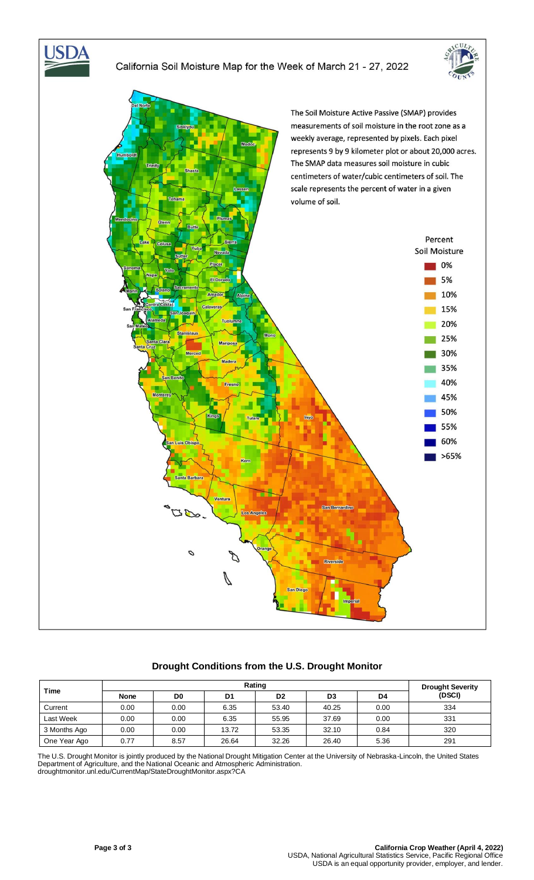# California Soil Moisture Map for the Week of March 21 - 27, 2022

The Soil Moisture Active Passive (SMAP) provides measurements of soil moisture in the root zone as a weekly average, represented by pixels. Each pixel represents 9 by 9 kilometer plot or about 20,000 acres. The SMAP data measures soil moisture in cubic centimeters of water/cubic centimeters of soil. The scale represents the percent of water in a given volume of soil.

Percent Soil Moisture

0%
5%
10%
15%
20%
25%
30%
35%
40%
45%
50%
55%
60%
>65%

Del Norte
Siskiyou
Modoc
Humboldt
Trinity
Shasta
Lassen
Tehama
Plumas
Mendocino
Glenn
Butte
Lake
Colusa
Sierra
Yuba
Nevada
Sutter
Placer
Sonoma
Yolo
Napa
El Dorado
Marin
Solano
Sacramento
Amador
Alpine
Contra Costa
San Francisco
Calaveras
San Joaquin
Alameda
San Mateo
Tuolumne
Stanislaus
Mono
Santa Clara
Santa Cruz
Mariposa
Merced
Madera
San Benito
Fresno
Monterey
Kings
Tulare
Inyo
San Luis Obispo
Kern
Santa Barbara
Ventura
San Bernardino
Los Angeles
Orange
Riverside
San Diego
Imperial

## Drought Conditions from the U.S. Drought Monitor

| Time | Rating | | | | | | Drought Severity (DSCI) |
|---|---|---|---|---|---|---|---|
| | None | D0 | D1 | D2 | D3 | D4 | |
| Current | 0.00 | 0.00 | 6.35 | 53.40 | 40.25 | 0.00 | 334 |
| Last Week | 0.00 | 0.00 | 6.35 | 55.95 | 37.69 | 0.00 | 331 |
| 3 Months Ago | 0.00 | 0.00 | 13.72 | 53.35 | 32.10 | 0.84 | 320 |
| One Year Ago | 0.77 | 8.57 | 26.64 | 32.26 | 26.40 | 5.36 | 291 |

The U.S. Drought Monitor is jointly produced by the National Drought Mitigation Center at the University of Nebraska-Lincoln, the United States Department of Agriculture, and the National Oceanic and Atmospheric Administration.
droughtmonitor.unl.edu/CurrentMap/StateDroughtMonitor.aspx?CA

**California Crop Weather (April 4, 2022)**
USDA, National Agricultural Statistics Service, Pacific Regional Office
USDA is an equal opportunity provider, employer, and lender.